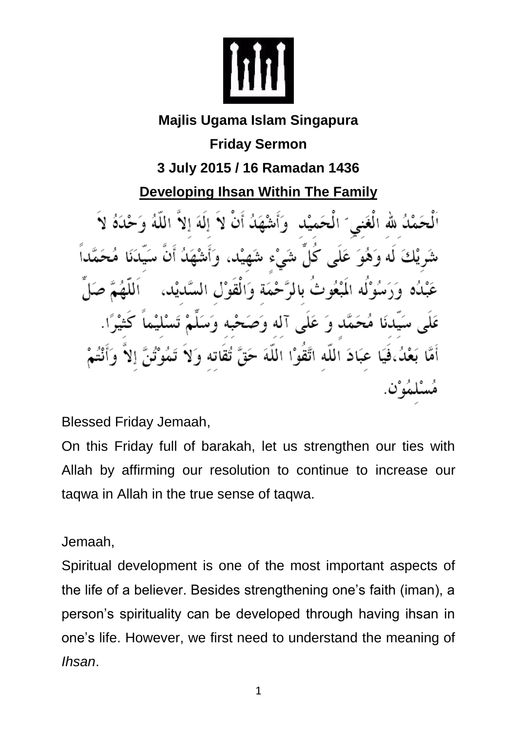**Majlis Ugama Islam Singapura**

**Friday Sermon**

**3 July 2015 / 16 Ramadan 1436**

## Developing Ihsan Within The Family

اَلْحَمْدُ لله الْغَنِيِّ الْحَمِيْد وَأَشْهَدُ أَنْ لاَ إِلَهَ إِلاَّ اللّهُ وَحْدَهُ لاَ شَرِيْكَ لَه وَهُوَ عَلَى كُلِّ شَيْءٍ شَهِيْد، وَأَشْهَدُ أَنَّ سَيِّدَنَا مُحَمَّداً عَبْدُه وَرَسُوْلُه المَبْعُوثُ بِالرَّحْمَة وَالْقَوْلِ السَّدِيْد، اَللّهُمَّ صَلِّ عَلَى سَيِّدِنَا مُحَمَّد وَ عَلَى آله وَصَحْبِه وَسَلِّمْ تَسْلِيْماً كَثِيْرًا. أَمَّا بَعْدُ،فَيَا عِبَادَ اللّه اتَّقُوْا اللّهَ حَقَّ تُقَاته وَلاَ تَمُوْتُنَّ إِلاَّ وَأَنْتُمْ مُسْلِمُوْن.

Blessed Friday Jemaah,

On this Friday full of barakah, let us strengthen our ties with Allah by affirming our resolution to continue to increase our taqwa in Allah in the true sense of taqwa.

Jemaah,

Spiritual development is one of the most important aspects of the life of a believer. Besides strengthening one's faith (iman), a person's spirituality can be developed through having ihsan in one's life. However, we first need to understand the meaning of *Ihsan*.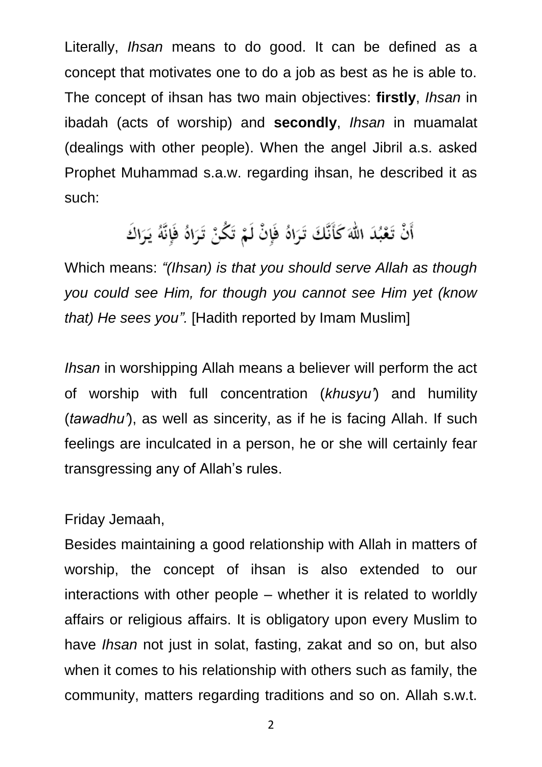Literally, *Ihsan* means to do good. It can be defined as a concept that motivates one to do a job as best as he is able to. The concept of ihsan has two main objectives: **firstly**, *Ihsan* in ibadah (acts of worship) and **secondly**, *Ihsan* in muamalat (dealings with other people). When the angel Jibril a.s. asked Prophet Muhammad s.a.w. regarding ihsan, he described it as such:

أَنْ تَعْبُدَ اللهَ كَأَنَّكَ تَرَاهُ فَإِنْ لَمْ تَكُنْ تَرَاهُ فَإِنَّهُ يَرَاكَ

Which means: *"(Ihsan) is that you should serve Allah as though you could see Him, for though you cannot see Him yet (know that) He sees you".* [Hadith reported by Imam Muslim]

*Ihsan* in worshipping Allah means a believer will perform the act of worship with full concentration (*khusyu'*) and humility (*tawadhu'*), as well as sincerity, as if he is facing Allah. If such feelings are inculcated in a person, he or she will certainly fear transgressing any of Allah's rules.

Friday Jemaah,

Besides maintaining a good relationship with Allah in matters of worship, the concept of ihsan is also extended to our interactions with other people – whether it is related to worldly affairs or religious affairs. It is obligatory upon every Muslim to have *Ihsan* not just in solat, fasting, zakat and so on, but also when it comes to his relationship with others such as family, the community, matters regarding traditions and so on. Allah s.w.t.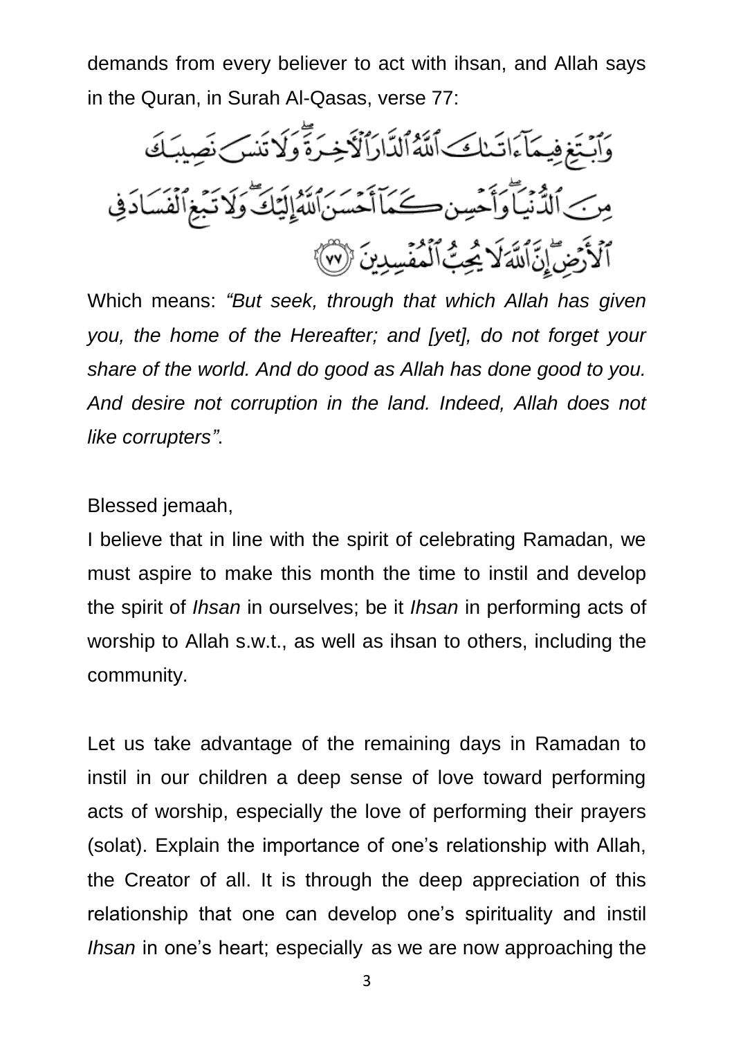demands from every believer to act with ihsan, and Allah says in the Quran, in Surah Al-Qasas, verse 77:

وَٱبْتَغِ فِيمَآ ءَاتَىٰكَ ٱللَّهُ ٱلدَّارَ ٱلْءَاخِرَةَ ۖ وَلَا تَنسَ نَصِيبَكَ مِنَ ٱلدُّنْيَا ۖ وَأَحْسِن كَمَآ أَحْسَنَ ٱللَّهُ إِلَيْكَ ۖ وَلَا تَبْغِ ٱلْفَسَادَ فِى ٱلْأَرْضِ ۖ إِنَّ ٱللَّهَ لَا يُحِبُّ ٱلْمُفْسِدِينَ ﴿٧٧﴾

Which means: *"But seek, through that which Allah has given you, the home of the Hereafter; and [yet], do not forget your share of the world. And do good as Allah has done good to you. And desire not corruption in the land. Indeed, Allah does not like corrupters"*.

Blessed jemaah,

I believe that in line with the spirit of celebrating Ramadan, we must aspire to make this month the time to instil and develop the spirit of *Ihsan* in ourselves; be it *Ihsan* in performing acts of worship to Allah s.w.t., as well as ihsan to others, including the community.

Let us take advantage of the remaining days in Ramadan to instil in our children a deep sense of love toward performing acts of worship, especially the love of performing their prayers (solat). Explain the importance of one's relationship with Allah, the Creator of all. It is through the deep appreciation of this relationship that one can develop one's spirituality and instil *Ihsan* in one's heart; especially as we are now approaching the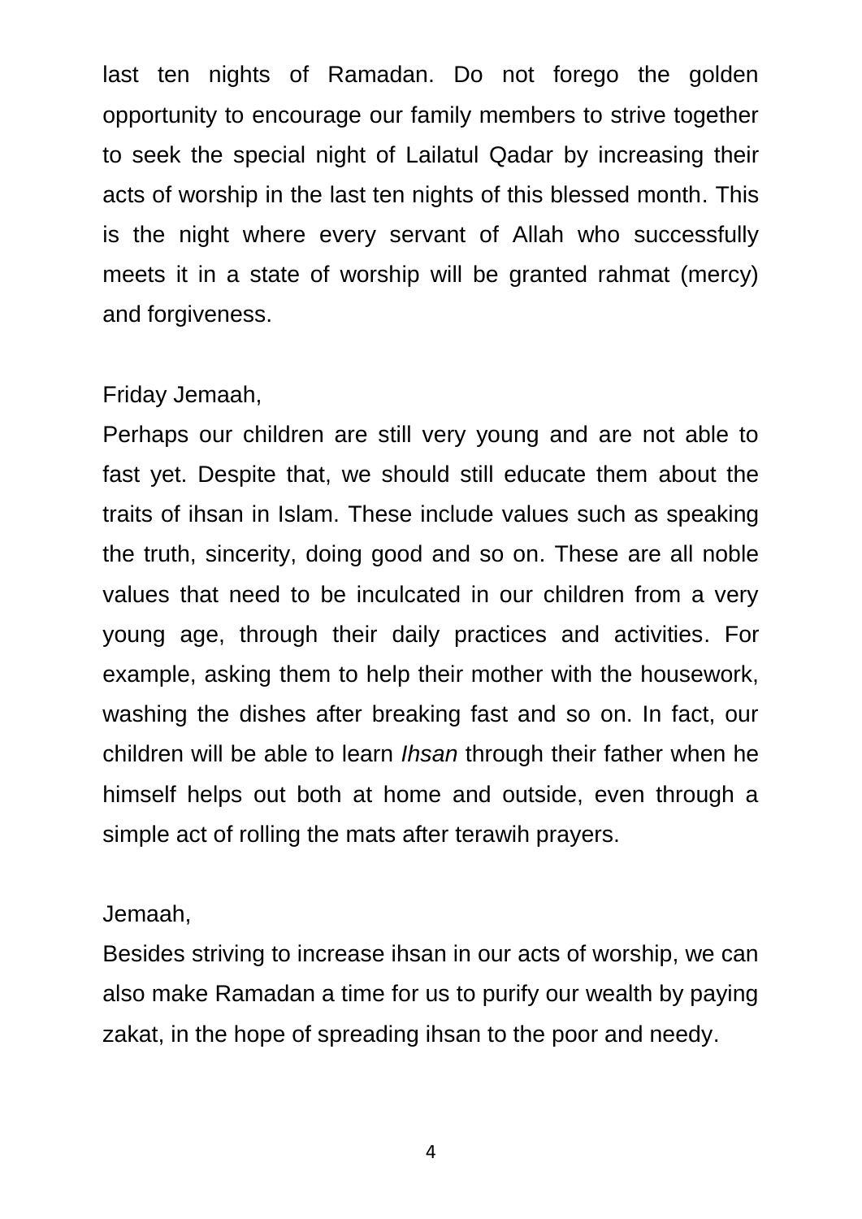last ten nights of Ramadan. Do not forego the golden opportunity to encourage our family members to strive together to seek the special night of Lailatul Qadar by increasing their acts of worship in the last ten nights of this blessed month. This is the night where every servant of Allah who successfully meets it in a state of worship will be granted rahmat (mercy) and forgiveness.

Friday Jemaah,

Perhaps our children are still very young and are not able to fast yet. Despite that, we should still educate them about the traits of ihsan in Islam. These include values such as speaking the truth, sincerity, doing good and so on. These are all noble values that need to be inculcated in our children from a very young age, through their daily practices and activities. For example, asking them to help their mother with the housework, washing the dishes after breaking fast and so on. In fact, our children will be able to learn *Ihsan* through their father when he himself helps out both at home and outside, even through a simple act of rolling the mats after terawih prayers.

Jemaah,

Besides striving to increase ihsan in our acts of worship, we can also make Ramadan a time for us to purify our wealth by paying zakat, in the hope of spreading ihsan to the poor and needy.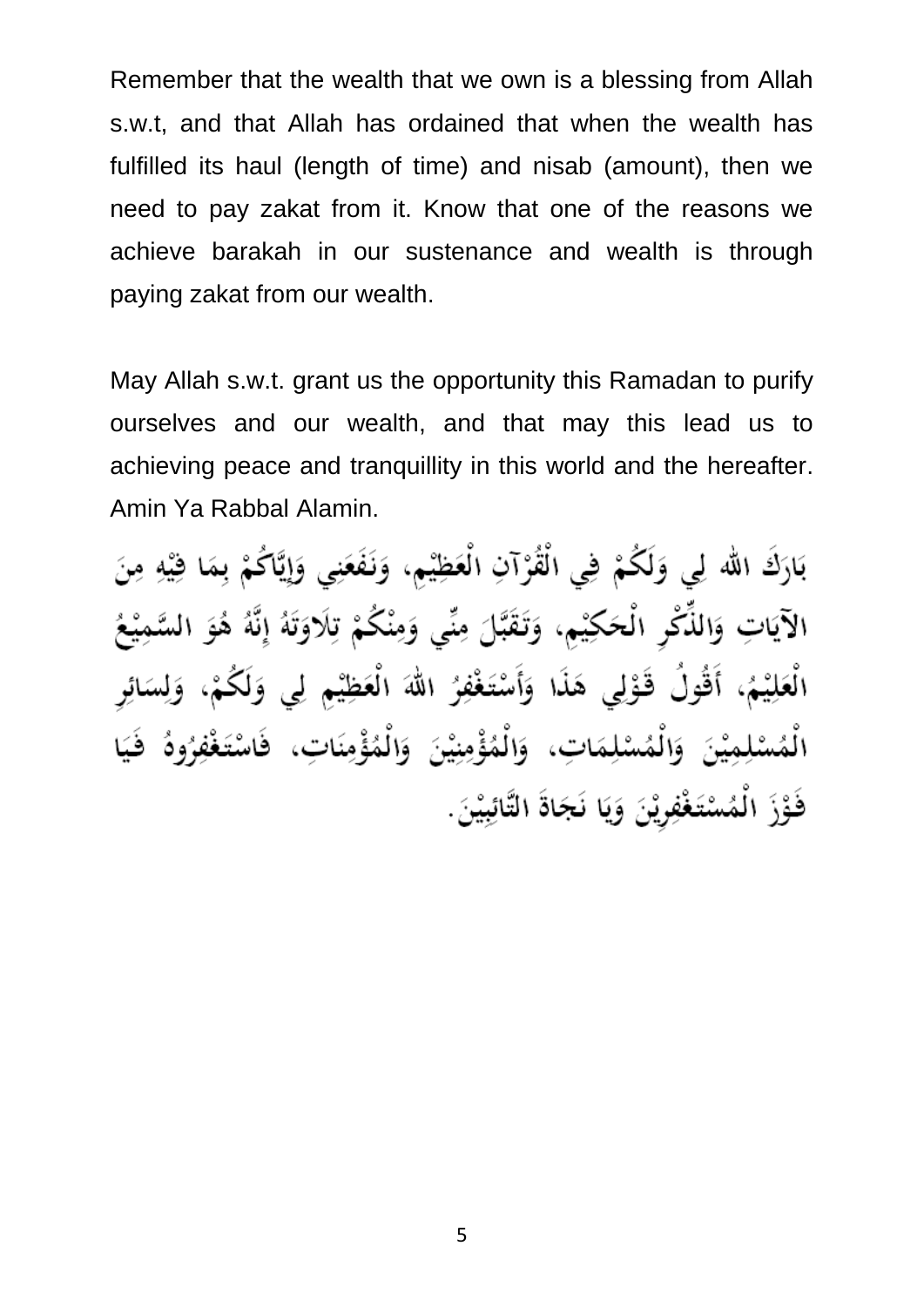Remember that the wealth that we own is a blessing from Allah s.w.t, and that Allah has ordained that when the wealth has fulfilled its haul (length of time) and nisab (amount), then we need to pay zakat from it. Know that one of the reasons we achieve barakah in our sustenance and wealth is through paying zakat from our wealth.

May Allah s.w.t. grant us the opportunity this Ramadan to purify ourselves and our wealth, and that may this lead us to achieving peace and tranquillity in this world and the hereafter. Amin Ya Rabbal Alamin.

بَارَكَ اللهُ لِي وَلَكُمْ فِي الْقُرْآنِ الْعَظِيْمِ، وَنَفَعَنِي وَإِيَّاكُمْ بِمَا فِيْهِ مِنَ الآيَاتِ وَالذِّكْرِ الْحَكِيْمِ، وَتَقَبَّلَ مِنِّي وَمِنْكُمْ تِلَاوَتَهُ إِنَّهُ هُوَ السَّمِيْعُ الْعَلِيْمُ، أَقُولُ قَوْلِي هَذَا وَأَسْتَغْفِرُ اللهَ الْعَظِيْمَ لِي وَلَكُمْ، وَلِسَائِرِ الْمُسْلِمِيْنَ وَالْمُسْلِمَاتِ، وَالْمُؤْمِنِيْنَ وَالْمُؤْمِنَاتِ، فَاسْتَغْفِرُوهُ فَيَا فَوْزَ الْمُسْتَغْفِرِيْنَ وَيَا نَجَاةَ التَّائِبِيْنَ.